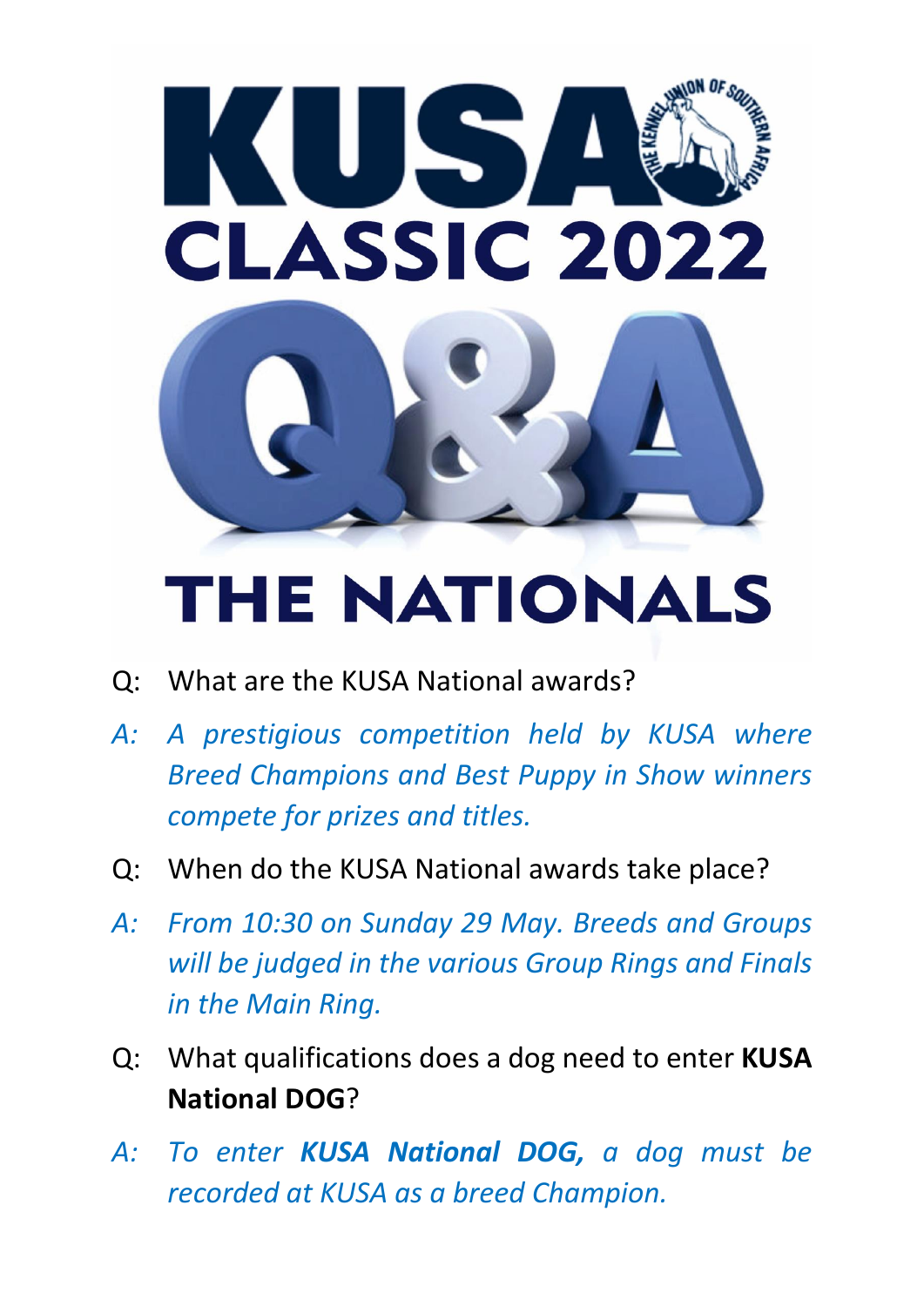# KUSA CLASSIC 2022

# Q&A

# THE NATIONALS

Q: What are the KUSA National awards?

*A: A prestigious competition held by KUSA where Breed Champions and Best Puppy in Show winners compete for prizes and titles.*

Q: When do the KUSA National awards take place?

*A: From 10:30 on Sunday 29 May. Breeds and Groups will be judged in the various Group Rings and Finals in the Main Ring.*

Q: What qualifications does a dog need to enter **KUSA National DOG**?

*A: To enter **KUSA National DOG,** a dog must be recorded at KUSA as a breed Champion.*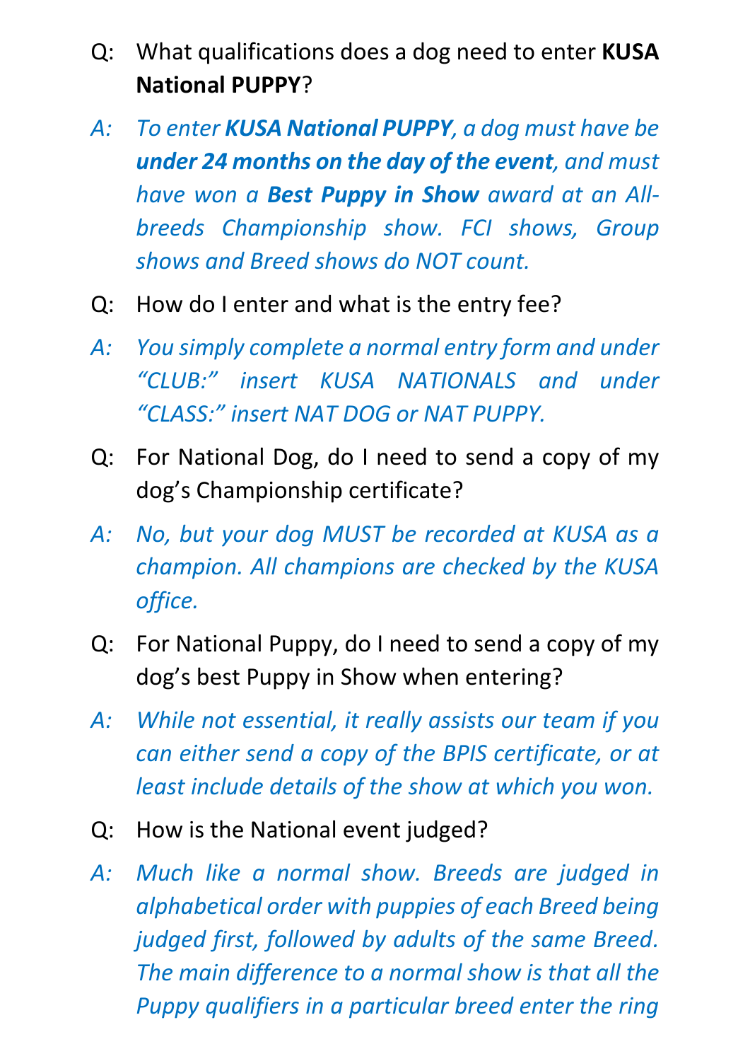Q: What qualifications does a dog need to enter **KUSA National PUPPY**?

*A: To enter **KUSA National PUPPY**, a dog must have be **under 24 months on the day of the event**, and must have won a **Best Puppy in Show** award at an All-breeds Championship show. FCI shows, Group shows and Breed shows do NOT count.*

Q: How do I enter and what is the entry fee?

*A: You simply complete a normal entry form and under "CLUB:" insert KUSA NATIONALS and under "CLASS:" insert NAT DOG or NAT PUPPY.*

Q: For National Dog, do I need to send a copy of my dog's Championship certificate?

*A: No, but your dog MUST be recorded at KUSA as a champion. All champions are checked by the KUSA office.*

Q: For National Puppy, do I need to send a copy of my dog's best Puppy in Show when entering?

*A: While not essential, it really assists our team if you can either send a copy of the BPIS certificate, or at least include details of the show at which you won.*

Q: How is the National event judged?

*A: Much like a normal show. Breeds are judged in alphabetical order with puppies of each Breed being judged first, followed by adults of the same Breed. The main difference to a normal show is that all the Puppy qualifiers in a particular breed enter the ring*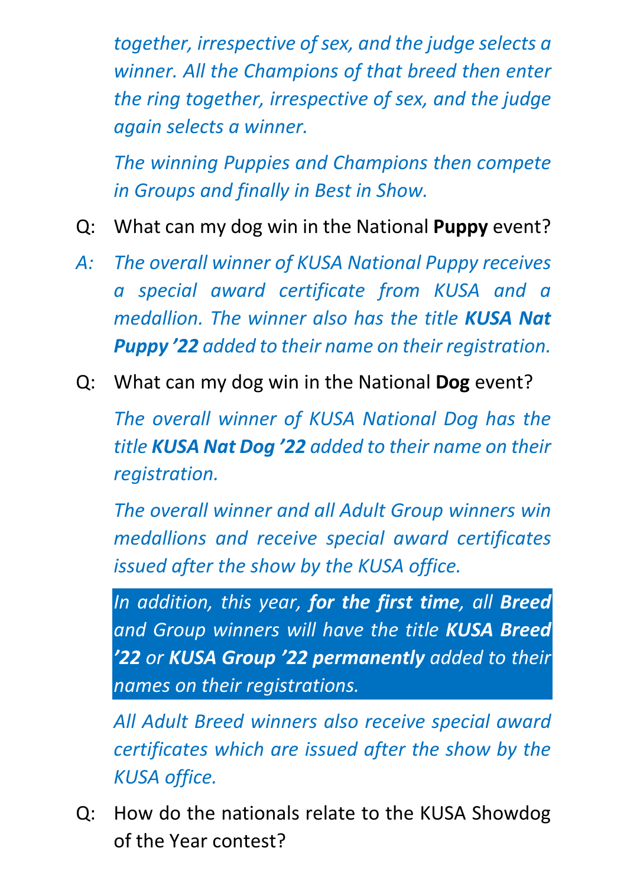*together, irrespective of sex, and the judge selects a winner. All the Champions of that breed then enter the ring together, irrespective of sex, and the judge again selects a winner.*

*The winning Puppies and Champions then compete in Groups and finally in Best in Show.*

Q: What can my dog win in the National **Puppy** event?

*A: The overall winner of KUSA National Puppy receives a special award certificate from KUSA and a medallion. The winner also has the title **KUSA Nat Puppy ’22** added to their name on their registration.*

Q: What can my dog win in the National **Dog** event?

*The overall winner of KUSA National Dog has the title **KUSA Nat Dog ’22** added to their name on their registration.*

*The overall winner and all Adult Group winners win medallions and receive special award certificates issued after the show by the KUSA office.*

*In addition, this year, **for the first time**, all **Breed** and Group winners will have the title **KUSA Breed ’22** or **KUSA Group ’22 permanently** added to their names on their registrations.*

*All Adult Breed winners also receive special award certificates which are issued after the show by the KUSA office.*

Q: How do the nationals relate to the KUSA Showdog of the Year contest?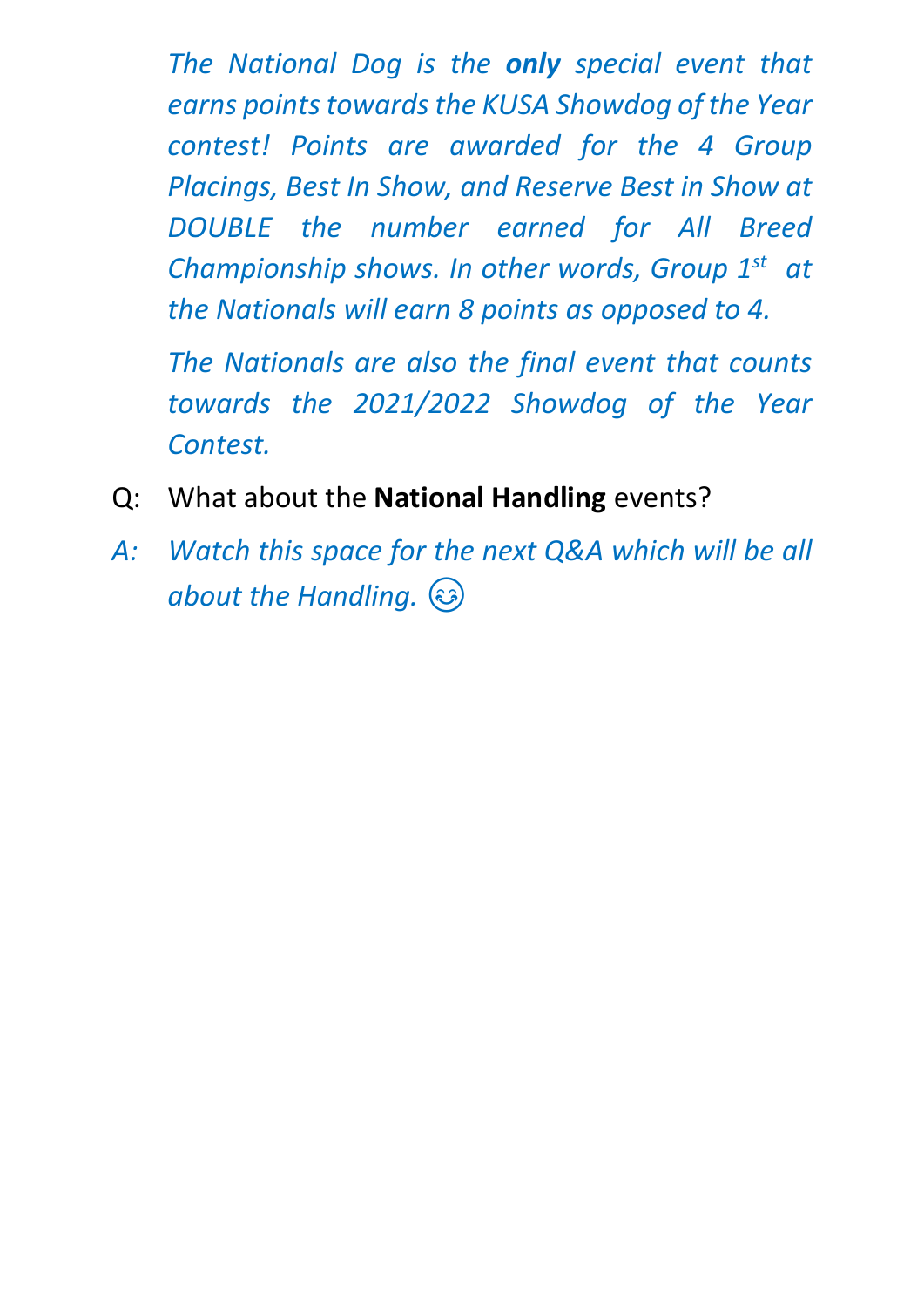*The National Dog is the **only** special event that earns points towards the KUSA Showdog of the Year contest! Points are awarded for the 4 Group Placings, Best In Show, and Reserve Best in Show at DOUBLE the number earned for All Breed Championship shows. In other words, Group 1st at the Nationals will earn 8 points as opposed to 4.*

*The Nationals are also the final event that counts towards the 2021/2022 Showdog of the Year Contest.*

Q: What about the **National Handling** events?

*A: Watch this space for the next Q&A which will be all about the Handling.* 😊